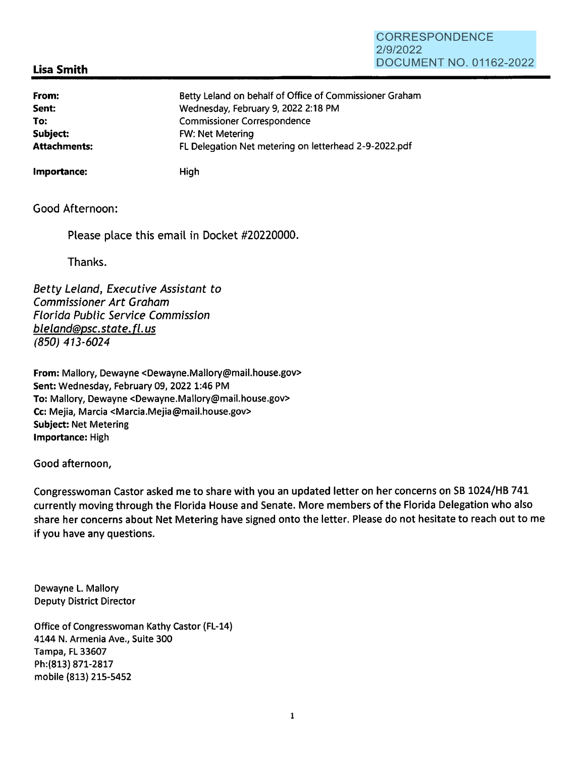CORRESPONDENCE
2/9/2022
DOCUMENT NO. 01162-2022

**Lisa Smith**

| | |
|---|---|
| **From:** | Betty Leland on behalf of Office of Commissioner Graham |
| **Sent:** | Wednesday, February 9, 2022 2:18 PM |
| **To:** | Commissioner Correspondence |
| **Subject:** | FW: Net Metering |
| **Attachments:** | FL Delegation Net metering on letterhead 2-9-2022.pdf |
| **Importance:** | High |

Good Afternoon:

Please place this email in Docket #20220000.

Thanks.

*Betty Leland, Executive Assistant to*
*Commissioner Art Graham*
*Florida Public Service Commission*
*bleland@psc.state.fl.us*
*(850) 413-6024*

**From:** Mallory, Dewayne <Dewayne.Mallory@mail.house.gov>
**Sent:** Wednesday, February 09, 2022 1:46 PM
**To:** Mallory, Dewayne <Dewayne.Mallory@mail.house.gov>
**Cc:** Mejia, Marcia <Marcia.Mejia@mail.house.gov>
**Subject:** Net Metering
**Importance:** High

Good afternoon,

Congresswoman Castor asked me to share with you an updated letter on her concerns on SB 1024/HB 741 currently moving through the Florida House and Senate. More members of the Florida Delegation who also share her concerns about Net Metering have signed onto the letter. Please do not hesitate to reach out to me if you have any questions.

Dewayne L. Mallory
Deputy District Director

Office of Congresswoman Kathy Castor (FL-14)
4144 N. Armenia Ave., Suite 300
Tampa, FL 33607
Ph:(813) 871-2817
mobile (813) 215-5452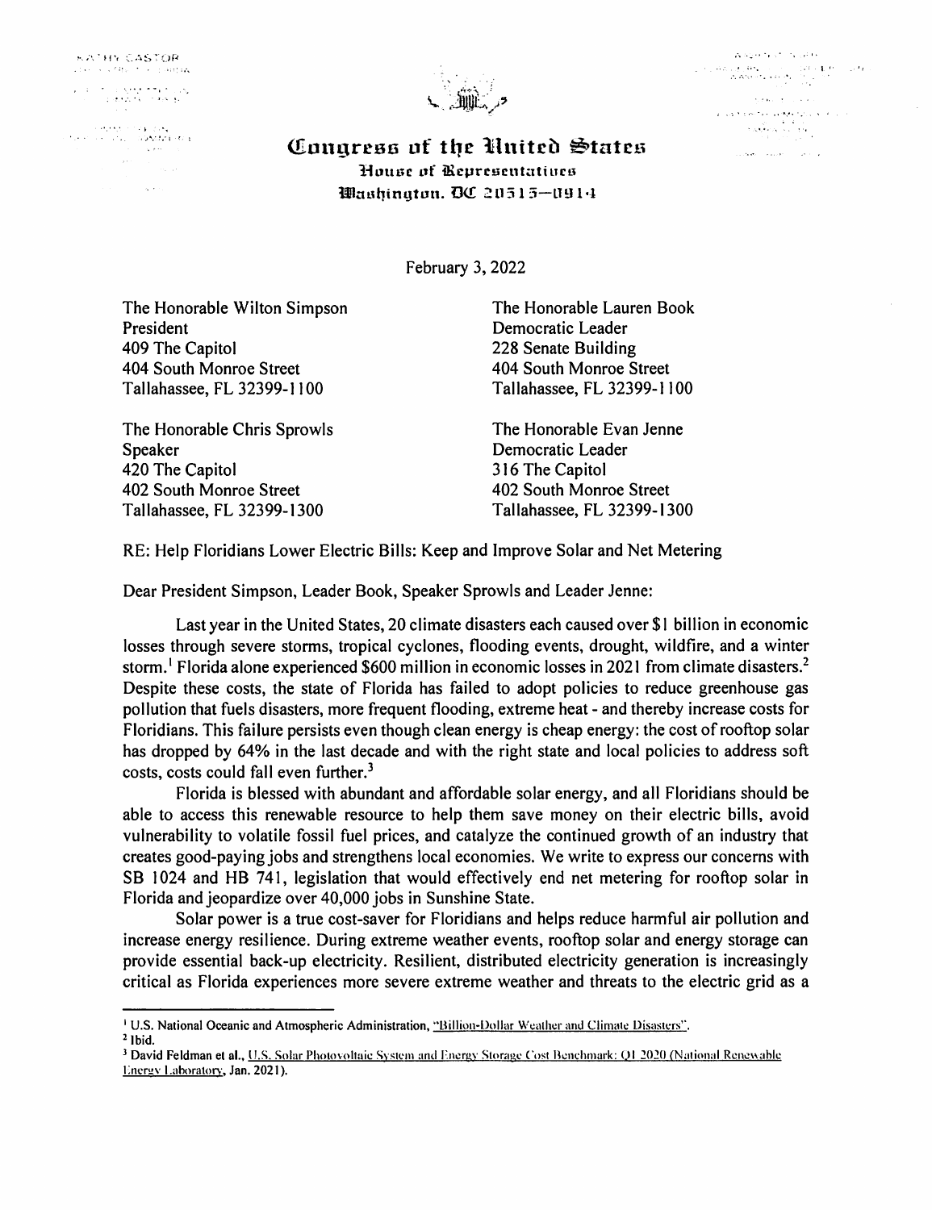KATHY CASTOR

# Congress of the United States
## House of Representatives
### Washington, DC 20515—0914

February 3, 2022

The Honorable Wilton Simpson
President
409 The Capitol
404 South Monroe Street
Tallahassee, FL 32399-1100

The Honorable Lauren Book
Democratic Leader
228 Senate Building
404 South Monroe Street
Tallahassee, FL 32399-1100

The Honorable Chris Sprowls
Speaker
420 The Capitol
402 South Monroe Street
Tallahassee, FL 32399-1300

The Honorable Evan Jenne
Democratic Leader
316 The Capitol
402 South Monroe Street
Tallahassee, FL 32399-1300

RE: Help Floridians Lower Electric Bills: Keep and Improve Solar and Net Metering

Dear President Simpson, Leader Book, Speaker Sprowls and Leader Jenne:

Last year in the United States, 20 climate disasters each caused over $1 billion in economic losses through severe storms, tropical cyclones, flooding events, drought, wildfire, and a winter storm.[1] Florida alone experienced $600 million in economic losses in 2021 from climate disasters.[2] Despite these costs, the state of Florida has failed to adopt policies to reduce greenhouse gas pollution that fuels disasters, more frequent flooding, extreme heat - and thereby increase costs for Floridians. This failure persists even though clean energy is cheap energy: the cost of rooftop solar has dropped by 64% in the last decade and with the right state and local policies to address soft costs, costs could fall even further.[3]

Florida is blessed with abundant and affordable solar energy, and all Floridians should be able to access this renewable resource to help them save money on their electric bills, avoid vulnerability to volatile fossil fuel prices, and catalyze the continued growth of an industry that creates good-paying jobs and strengthens local economies. We write to express our concerns with SB 1024 and HB 741, legislation that would effectively end net metering for rooftop solar in Florida and jeopardize over 40,000 jobs in Sunshine State.

Solar power is a true cost-saver for Floridians and helps reduce harmful air pollution and increase energy resilience. During extreme weather events, rooftop solar and energy storage can provide essential back-up electricity. Resilient, distributed electricity generation is increasingly critical as Florida experiences more severe extreme weather and threats to the electric grid as a

---

[1] U.S. National Oceanic and Atmospheric Administration, "Billion-Dollar Weather and Climate Disasters".

[2] Ibid.

[3] David Feldman et al., U.S. Solar Photovoltaic System and Energy Storage Cost Benchmark: Q1 2020 (National Renewable Energy Laboratory, Jan. 2021).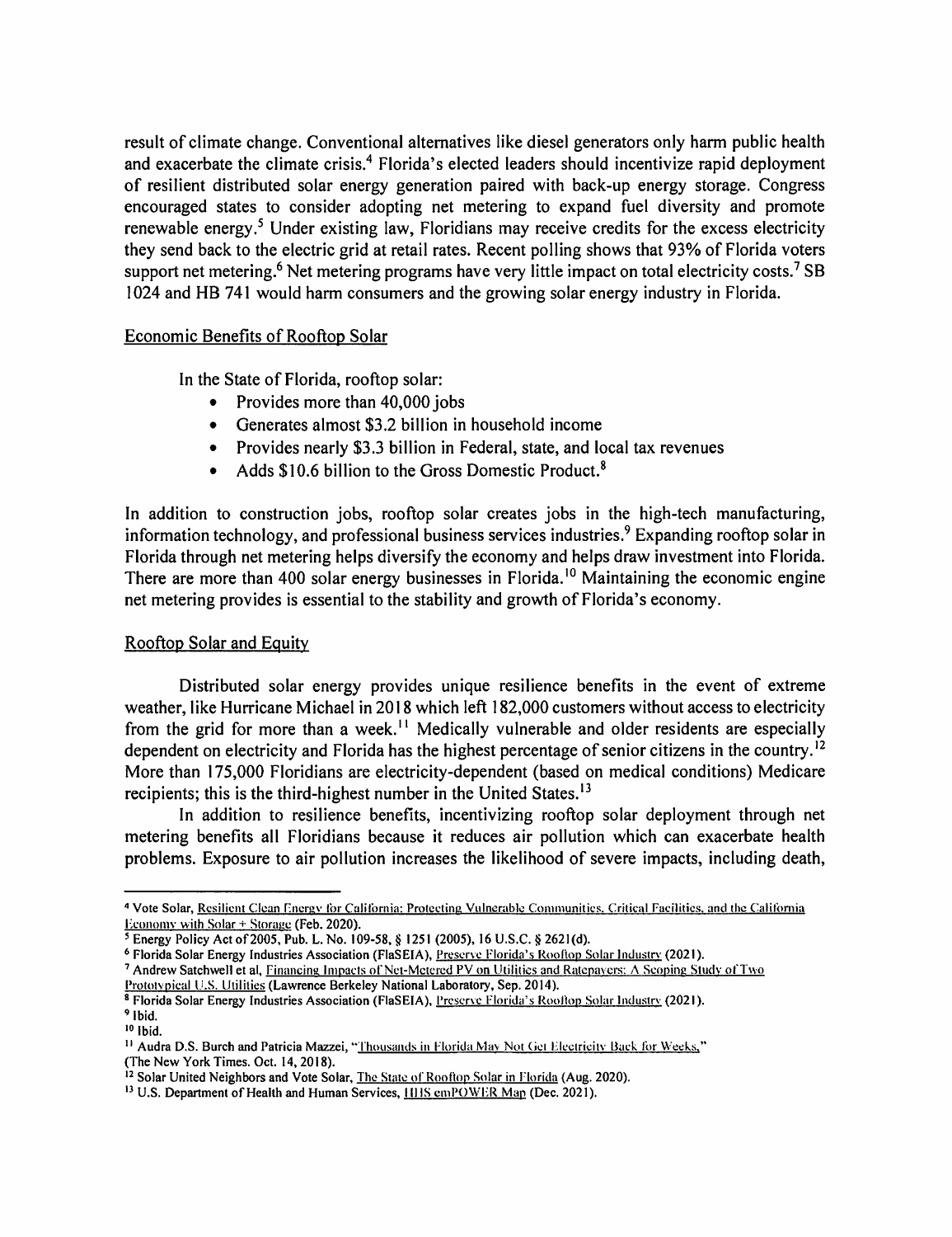result of climate change. Conventional alternatives like diesel generators only harm public health and exacerbate the climate crisis.[4] Florida's elected leaders should incentivize rapid deployment of resilient distributed solar energy generation paired with back-up energy storage. Congress encouraged states to consider adopting net metering to expand fuel diversity and promote renewable energy.[5] Under existing law, Floridians may receive credits for the excess electricity they send back to the electric grid at retail rates. Recent polling shows that 93% of Florida voters support net metering.[6] Net metering programs have very little impact on total electricity costs.[7] SB 1024 and HB 741 would harm consumers and the growing solar energy industry in Florida.

## Economic Benefits of Rooftop Solar

In the State of Florida, rooftop solar:

- Provides more than 40,000 jobs
- Generates almost $3.2 billion in household income
- Provides nearly $3.3 billion in Federal, state, and local tax revenues
- Adds $10.6 billion to the Gross Domestic Product.[8]

In addition to construction jobs, rooftop solar creates jobs in the high-tech manufacturing, information technology, and professional business services industries.[9] Expanding rooftop solar in Florida through net metering helps diversify the economy and helps draw investment into Florida. There are more than 400 solar energy businesses in Florida.[10] Maintaining the economic engine net metering provides is essential to the stability and growth of Florida's economy.

## Rooftop Solar and Equity

Distributed solar energy provides unique resilience benefits in the event of extreme weather, like Hurricane Michael in 2018 which left 182,000 customers without access to electricity from the grid for more than a week.[11] Medically vulnerable and older residents are especially dependent on electricity and Florida has the highest percentage of senior citizens in the country.[12] More than 175,000 Floridians are electricity-dependent (based on medical conditions) Medicare recipients; this is the third-highest number in the United States.[13]

In addition to resilience benefits, incentivizing rooftop solar deployment through net metering benefits all Floridians because it reduces air pollution which can exacerbate health problems. Exposure to air pollution increases the likelihood of severe impacts, including death,

---

[4] Vote Solar, Resilient Clean Energy for California: Protecting Vulnerable Communities, Critical Facilities, and the California Economy with Solar + Storage (Feb. 2020).

[5] Energy Policy Act of 2005, Pub. L. No. 109-58, § 1251 (2005), 16 U.S.C. § 2621(d).

[6] Florida Solar Energy Industries Association (FlaSEIA), Preserve Florida's Rooftop Solar Industry (2021).

[7] Andrew Satchwell et al, Financing Impacts of Net-Metered PV on Utilities and Ratepayers: A Scoping Study of Two Prototypical U.S. Utilities (Lawrence Berkeley National Laboratory, Sep. 2014).

[8] Florida Solar Energy Industries Association (FlaSEIA), Preserve Florida's Rooftop Solar Industry (2021).

[9] Ibid.

[10] Ibid.

[11] Audra D.S. Burch and Patricia Mazzei, "Thousands in Florida May Not Get Electricity Back for Weeks," (The New York Times. Oct. 14, 2018).

[12] Solar United Neighbors and Vote Solar, The State of Rooftop Solar in Florida (Aug. 2020).

[13] U.S. Department of Health and Human Services, HHS emPOWER Map (Dec. 2021).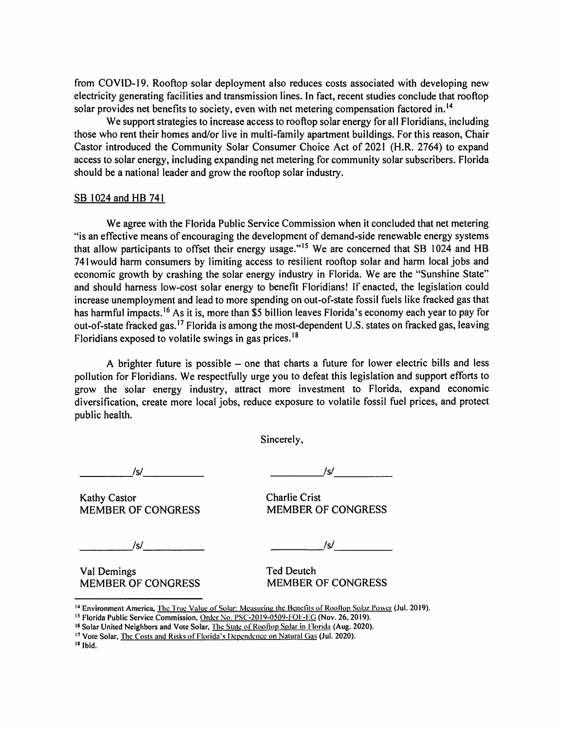from COVID-19. Rooftop solar deployment also reduces costs associated with developing new electricity generating facilities and transmission lines. In fact, recent studies conclude that rooftop solar provides net benefits to society, even with net metering compensation factored in.[14]

We support strategies to increase access to rooftop solar energy for all Floridians, including those who rent their homes and/or live in multi-family apartment buildings. For this reason, Chair Castor introduced the Community Solar Consumer Choice Act of 2021 (H.R. 2764) to expand access to solar energy, including expanding net metering for community solar subscribers. Florida should be a national leader and grow the rooftop solar industry.

<u>SB 1024 and HB 741</u>

We agree with the Florida Public Service Commission when it concluded that net metering "is an effective means of encouraging the development of demand-side renewable energy systems that allow participants to offset their energy usage."[15] We are concerned that SB 1024 and HB 741would harm consumers by limiting access to resilient rooftop solar and harm local jobs and economic growth by crashing the solar energy industry in Florida. We are the "Sunshine State" and should harness low-cost solar energy to benefit Floridians! If enacted, the legislation could increase unemployment and lead to more spending on out-of-state fossil fuels like fracked gas that has harmful impacts.[16] As it is, more than $5 billion leaves Florida's economy each year to pay for out-of-state fracked gas.[17] Florida is among the most-dependent U.S. states on fracked gas, leaving Floridians exposed to volatile swings in gas prices.[18]

A brighter future is possible – one that charts a future for lower electric bills and less pollution for Floridians. We respectfully urge you to defeat this legislation and support efforts to grow the solar energy industry, attract more investment to Florida, expand economic diversification, create more local jobs, reduce exposure to volatile fossil fuel prices, and protect public health.

Sincerely,

/s/
Kathy Castor
MEMBER OF CONGRESS

/s/
Charlie Crist
MEMBER OF CONGRESS

/s/
Val Demings
MEMBER OF CONGRESS

/s/
Ted Deutch
MEMBER OF CONGRESS

---

[14] Environment America, The True Value of Solar: Measuring the Benefits of Rooftop Solar Power (Jul. 2019).

[15] Florida Public Service Commission, Order No. PSC-2019-0509-FOF-EG (Nov. 26, 2019).

[16] Solar United Neighbors and Vote Solar, The State of Rooftop Solar in Florida (Aug. 2020).

[17] Vote Solar, The Costs and Risks of Florida's Dependence on Natural Gas (Jul. 2020).

[18] Ibid.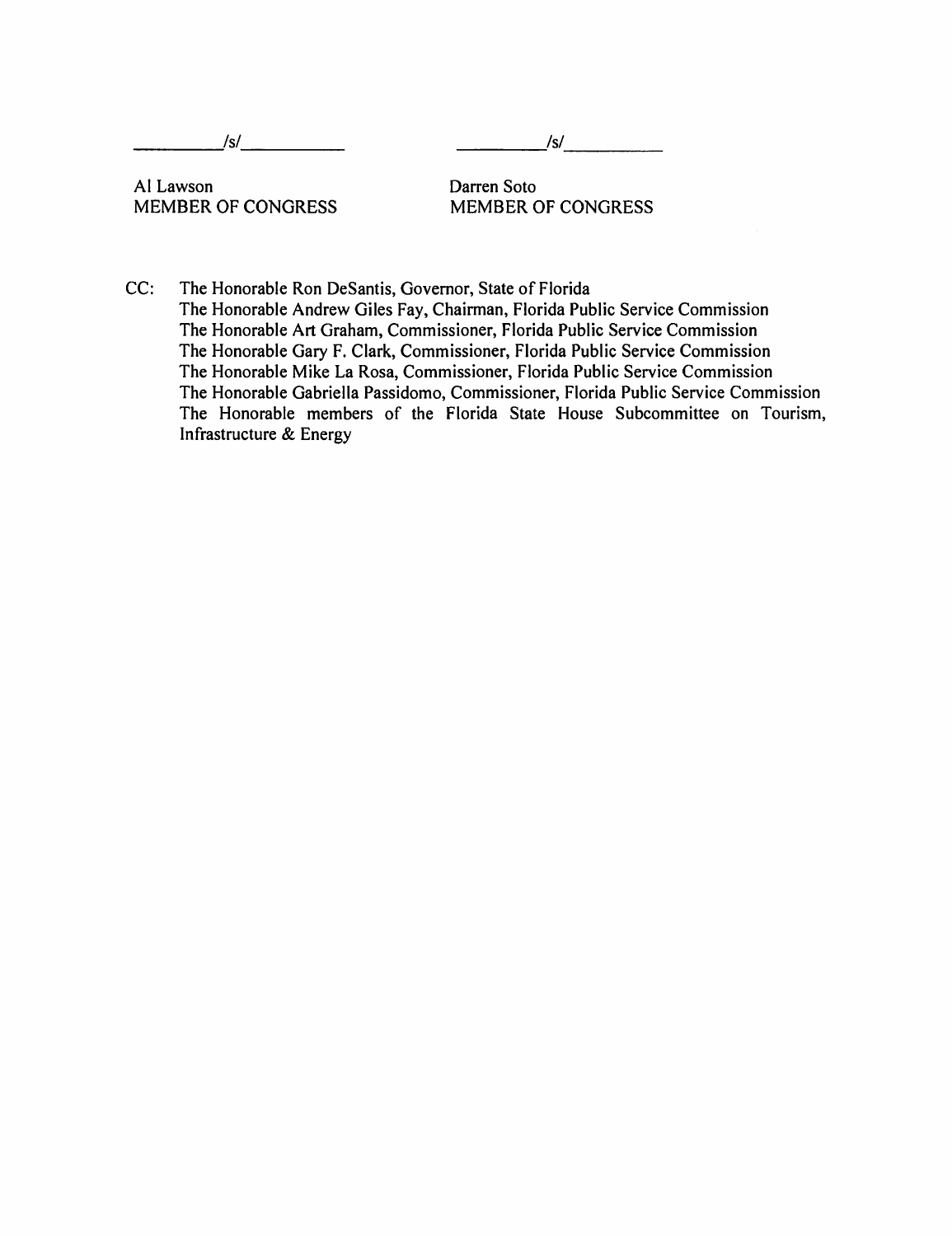/s/ /s/

Al Lawson
MEMBER OF CONGRESS

Darren Soto
MEMBER OF CONGRESS

CC: The Honorable Ron DeSantis, Governor, State of Florida
The Honorable Andrew Giles Fay, Chairman, Florida Public Service Commission
The Honorable Art Graham, Commissioner, Florida Public Service Commission
The Honorable Gary F. Clark, Commissioner, Florida Public Service Commission
The Honorable Mike La Rosa, Commissioner, Florida Public Service Commission
The Honorable Gabriella Passidomo, Commissioner, Florida Public Service Commission
The Honorable members of the Florida State House Subcommittee on Tourism, Infrastructure & Energy